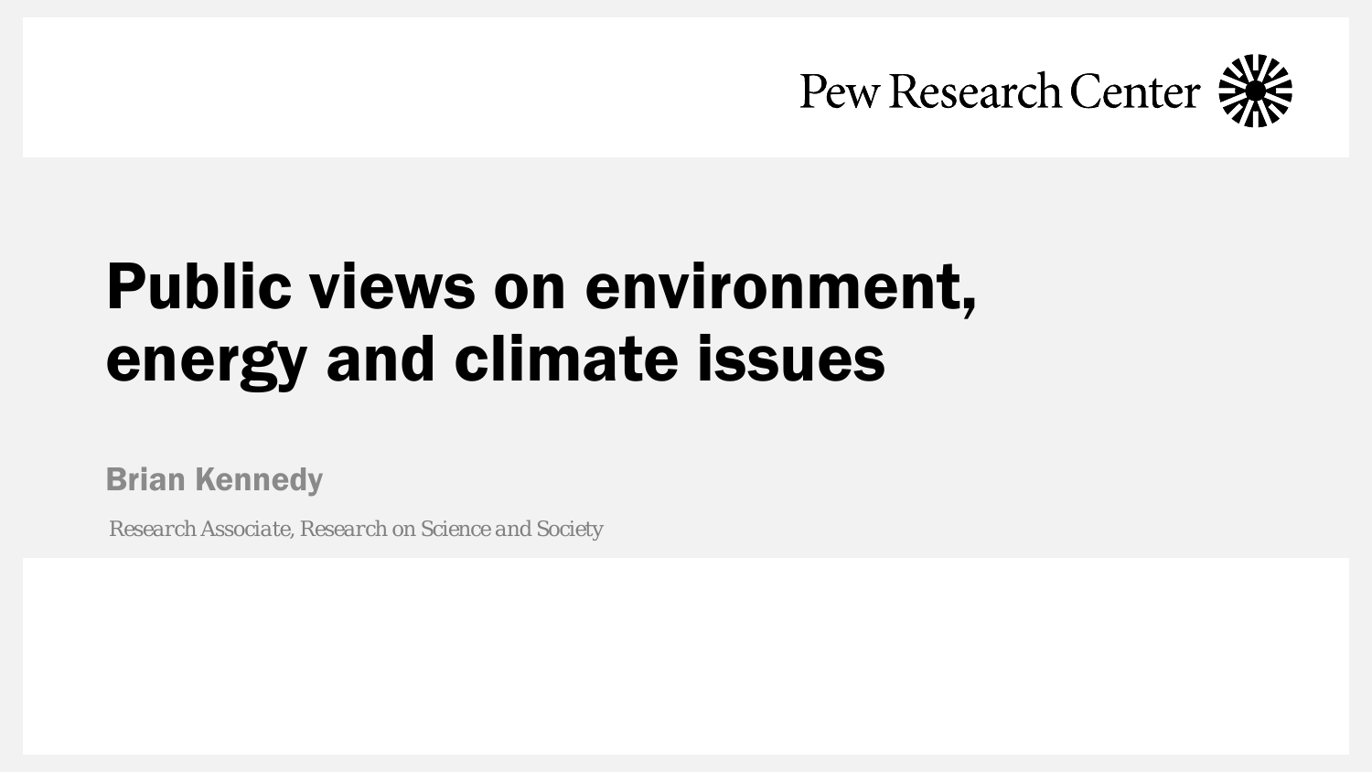Pew Research Center

# Public views on environment, energy and climate issues

**Brian Kennedy**

*Research Associate, Research on Science and Society*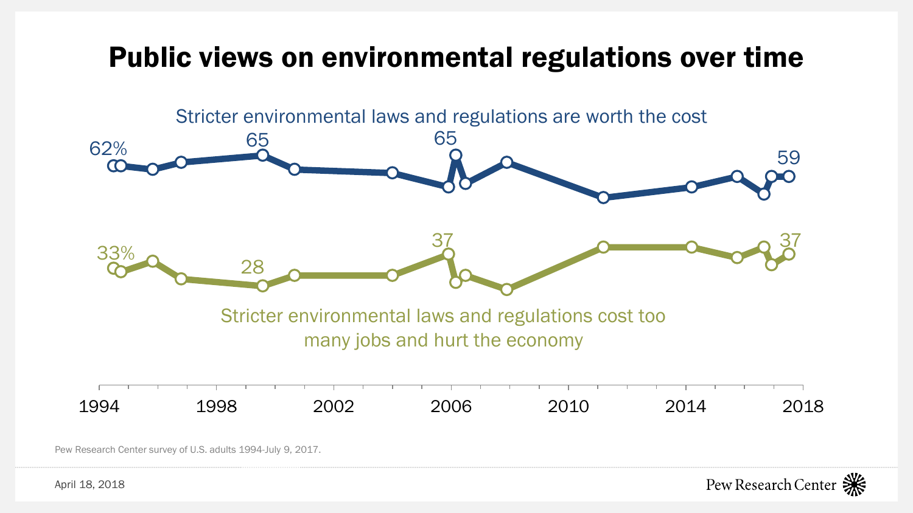# Public views on environmental regulations over time

Stricter environmental laws and regulations are worth the cost

62%

65

65

59

33%

28

37

37

Stricter environmental laws and regulations cost too many jobs and hurt the economy

1994

1998

2002

2006

2010

2014

2018

Pew Research Center survey of U.S. adults 1994-July 9, 2017.

April 18, 2018

Pew Research Center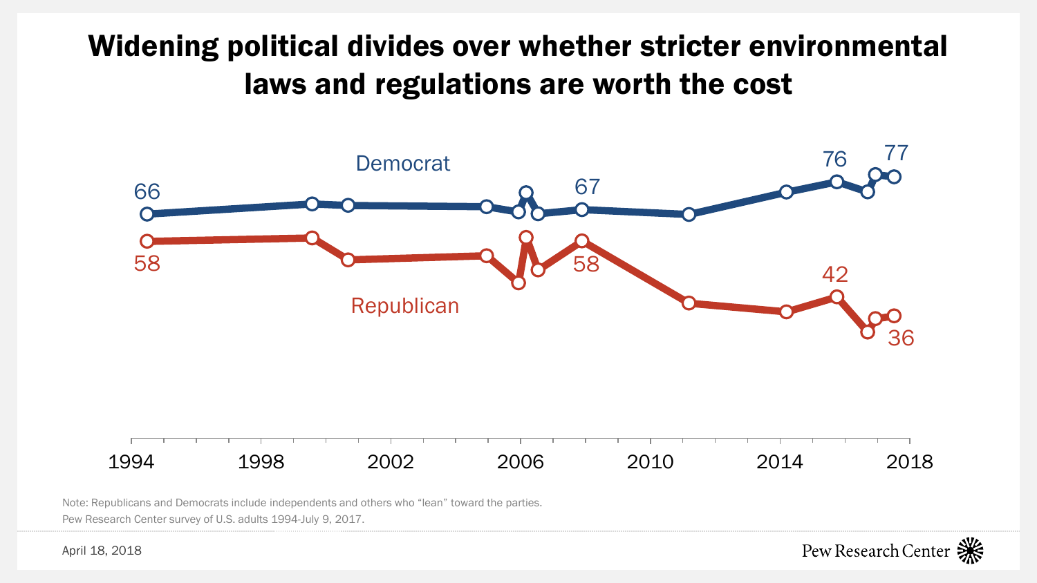# Widening political divides over whether stricter environmental laws and regulations are worth the cost

Democrat

66

67

76

77

58

58

42

36

Republican

1994

1998

2002

2006

2010

2014

2018

Note: Republicans and Democrats include independents and others who "lean" toward the parties.

Pew Research Center survey of U.S. adults 1994-July 9, 2017.

April 18, 2018

Pew Research Center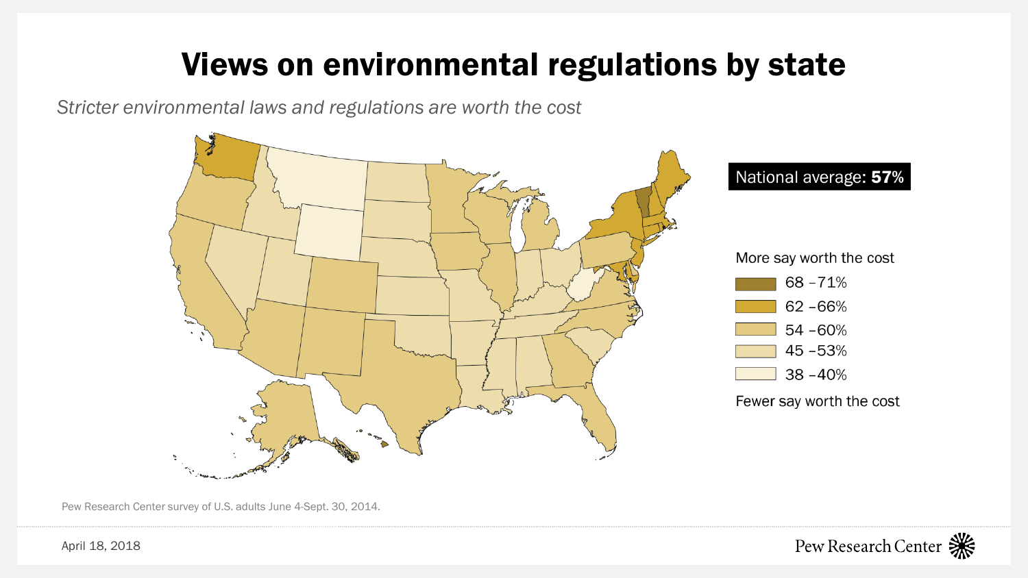# Views on environmental regulations by state

*Stricter environmental laws and regulations are worth the cost*

National average: **57%**

More say worth the cost

68 –71%

62 –66%

54 –60%

45 –53%

38 –40%

Fewer say worth the cost

Pew Research Center survey of U.S. adults June 4-Sept. 30, 2014.

April 18, 2018

Pew Research Center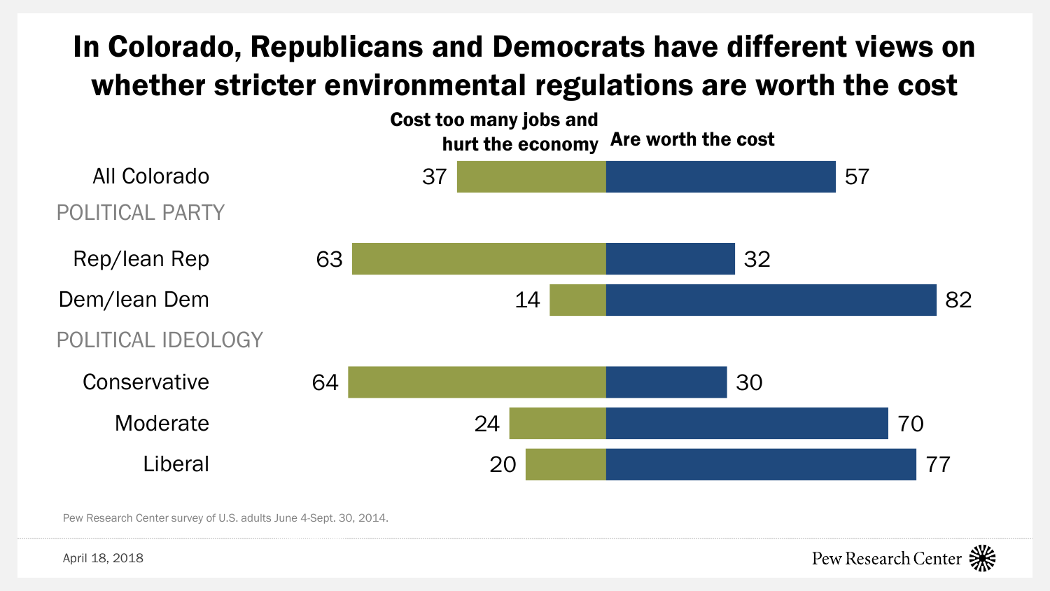# In Colorado, Republicans and Democrats have different views on whether stricter environmental regulations are worth the cost

Cost too many jobs and hurt the economy

Are worth the cost

All Colorado 37 57

POLITICAL PARTY

Rep/lean Rep 63 32

Dem/lean Dem 14 82

POLITICAL IDEOLOGY

Conservative 64 30

Moderate 24 70

Liberal 20 77

Pew Research Center survey of U.S. adults June 4-Sept. 30, 2014.

April 18, 2018

Pew Research Center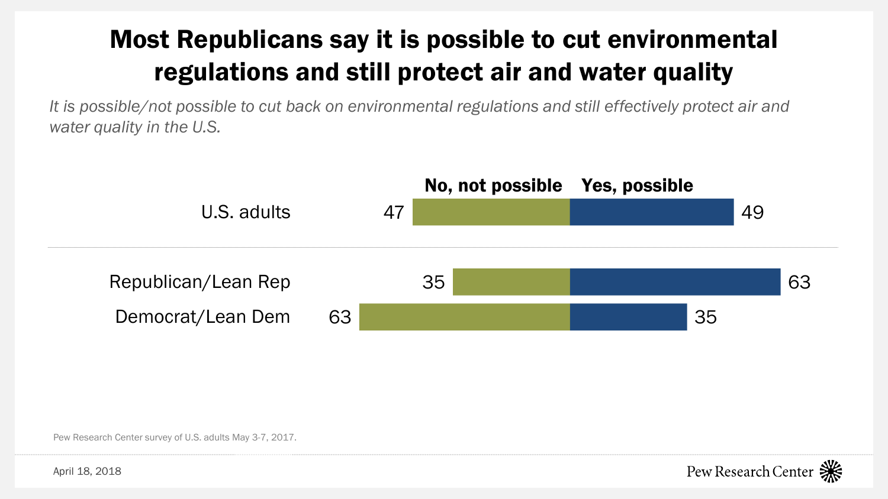# Most Republicans say it is possible to cut environmental regulations and still protect air and water quality

*It is possible/not possible to cut back on environmental regulations and still effectively protect air and water quality in the U.S.*

No, not possible
Yes, possible

U.S. adults
47
49

Republican/Lean Rep
35
63

Democrat/Lean Dem
63
35

Pew Research Center survey of U.S. adults May 3-7, 2017.

April 18, 2018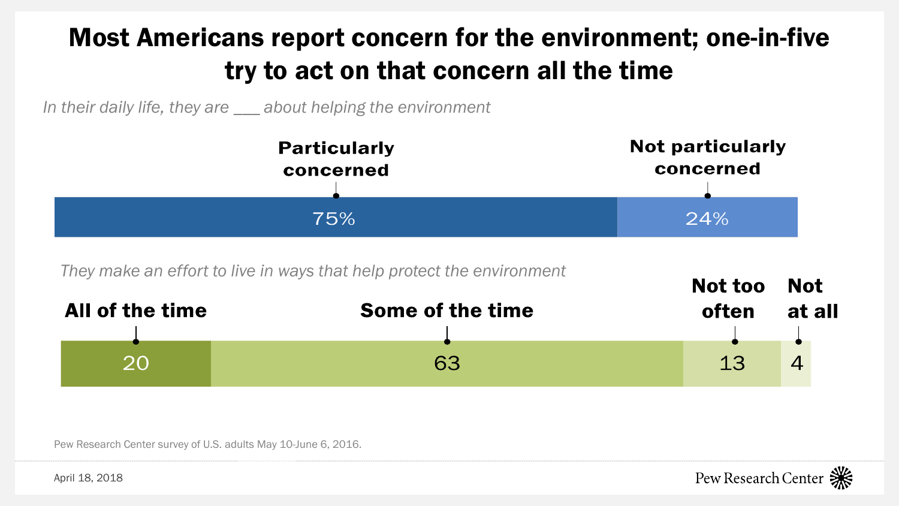# Most Americans report concern for the environment; one-in-five try to act on that concern all the time

*In their daily life, they are ___ about helping the environment*

**Particularly concerned**

75%

**Not particularly concerned**

24%

*They make an effort to live in ways that help protect the environment*

**All of the time**

20

**Some of the time**

63

**Not too often**

13

**Not at all**

4

Pew Research Center survey of U.S. adults May 10-June 6, 2016.

April 18, 2018

Pew Research Center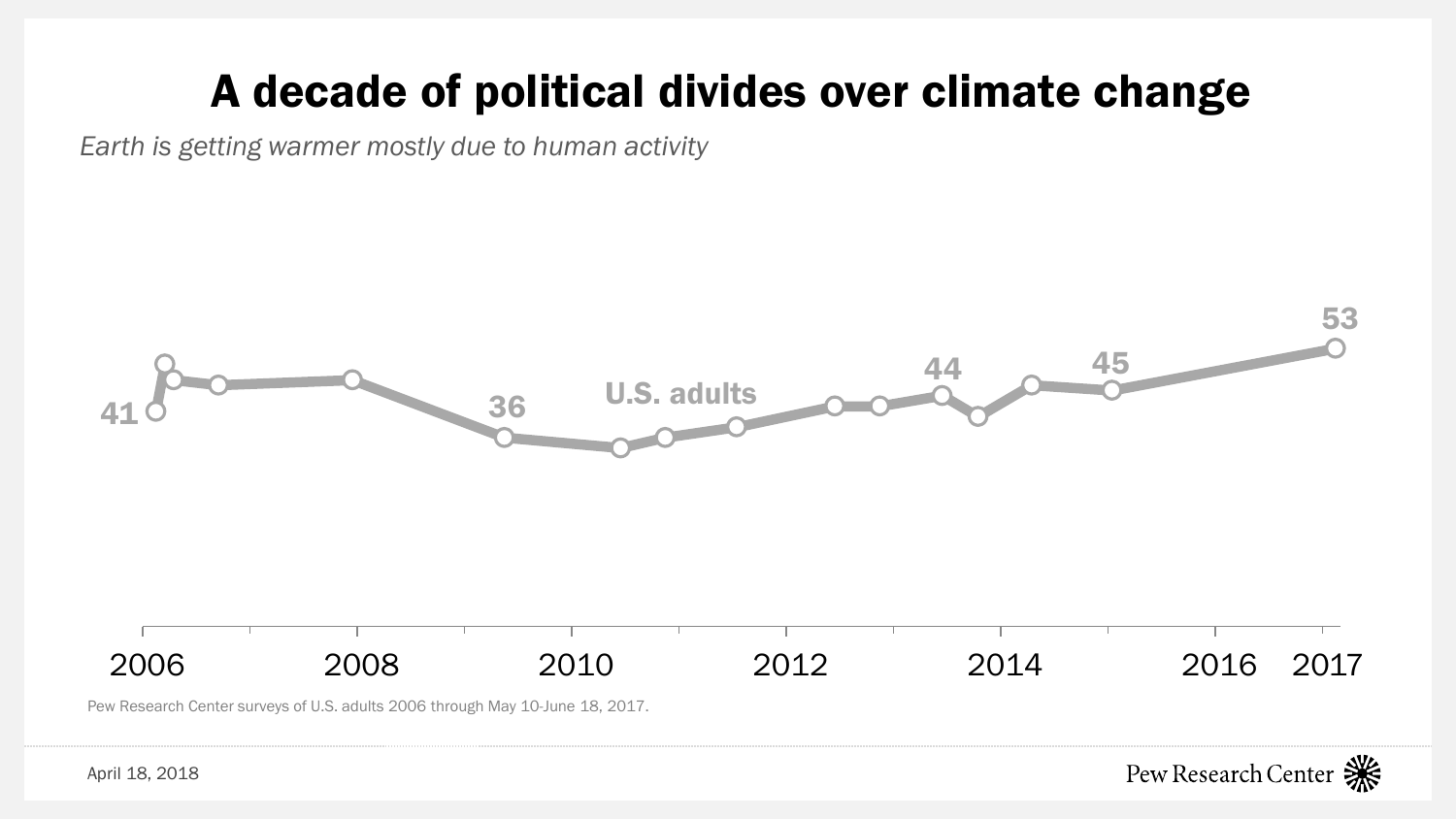# A decade of political divides over climate change

*Earth is getting warmer mostly due to human activity*

41

36

U.S. adults

44

45

53

2006 2008 2010 2012 2014 2016 2017

Pew Research Center surveys of U.S. adults 2006 through May 10-June 18, 2017.

April 18, 2018

Pew Research Center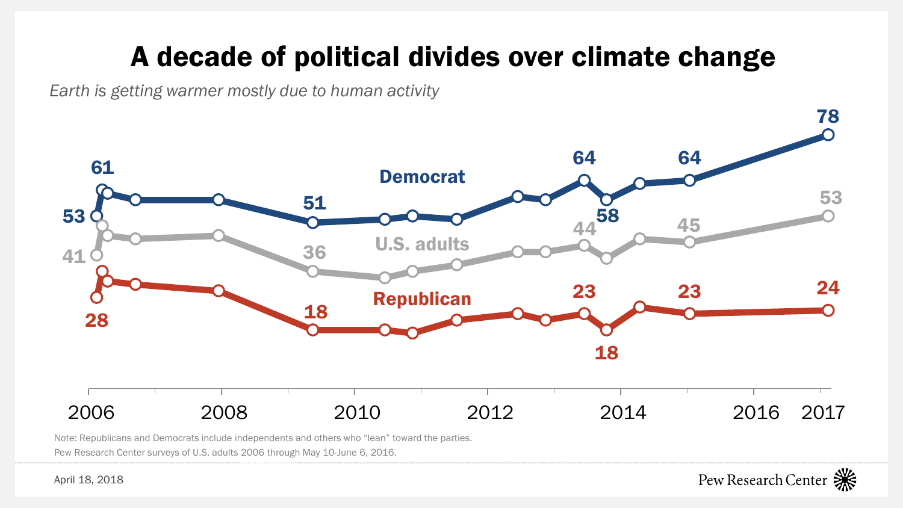# A decade of political divides over climate change

*Earth is getting warmer mostly due to human activity*

78

61

64

64

Democrat

53

51

58

53

44

45

U.S. adults

41

36

Republican

23

23

24

18

28

18

2006

2008

2010

2012

2014

2016

2017

Note: Republicans and Democrats include independents and others who "lean" toward the parties.

Pew Research Center surveys of U.S. adults 2006 through May 10-June 6, 2016.

April 18, 2018

Pew Research Center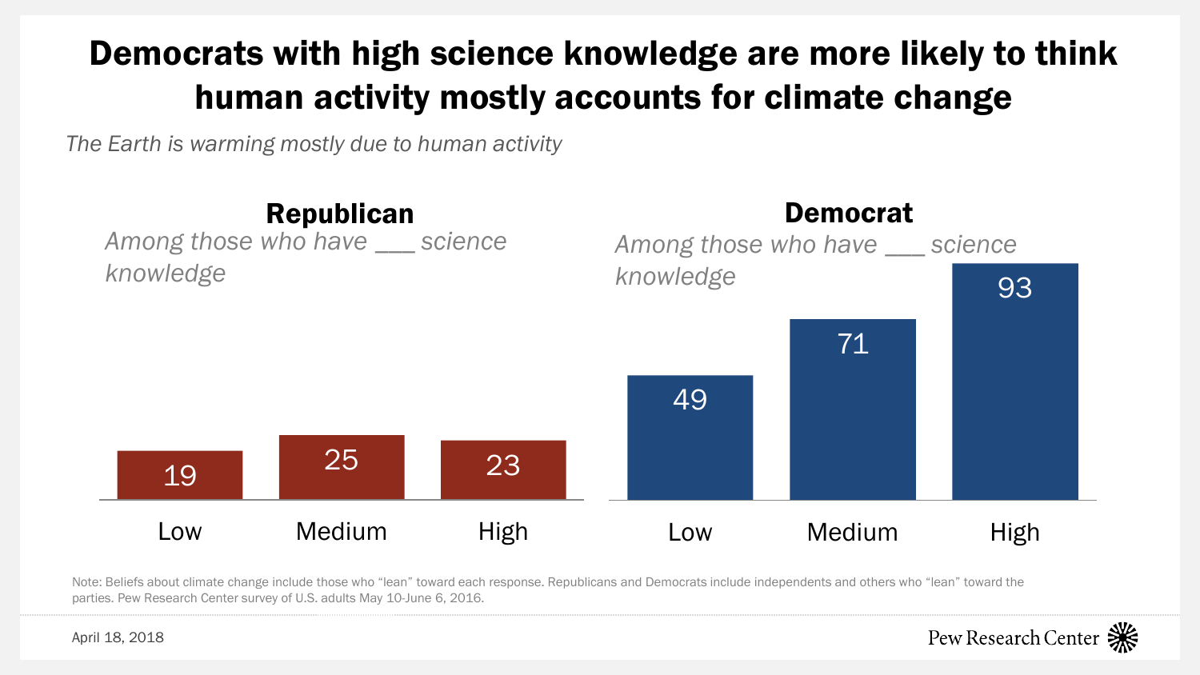# Democrats with high science knowledge are more likely to think human activity mostly accounts for climate change

*The Earth is warming mostly due to human activity*

**Republican**

*Among those who have ___ science knowledge*

19
25
23

Low
Medium
High

**Democrat**

*Among those who have ___ science knowledge*

49
71
93

Low
Medium
High

Note: Beliefs about climate change include those who "lean" toward each response. Republicans and Democrats include independents and others who "lean" toward the parties. Pew Research Center survey of U.S. adults May 10-June 6, 2016.

April 18, 2018

Pew Research Center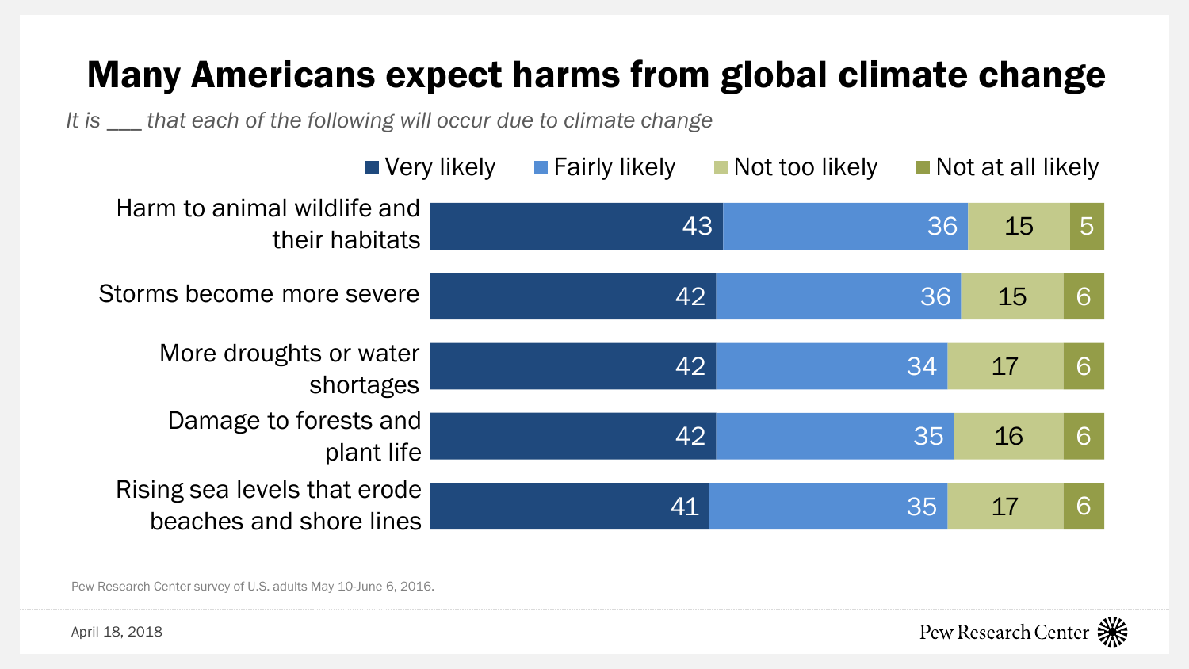# Many Americans expect harms from global climate change

*It is ___ that each of the following will occur due to climate change*

Very likely
Fairly likely
Not too likely
Not at all likely

Harm to animal wildlife and their habitats
43
36
15
5

Storms become more severe
42
36
15
6

More droughts or water shortages
42
34
17
6

Damage to forests and plant life
42
35
16
6

Rising sea levels that erode beaches and shore lines
41
35
17
6

Pew Research Center survey of U.S. adults May 10-June 6, 2016.

April 18, 2018

Pew Research Center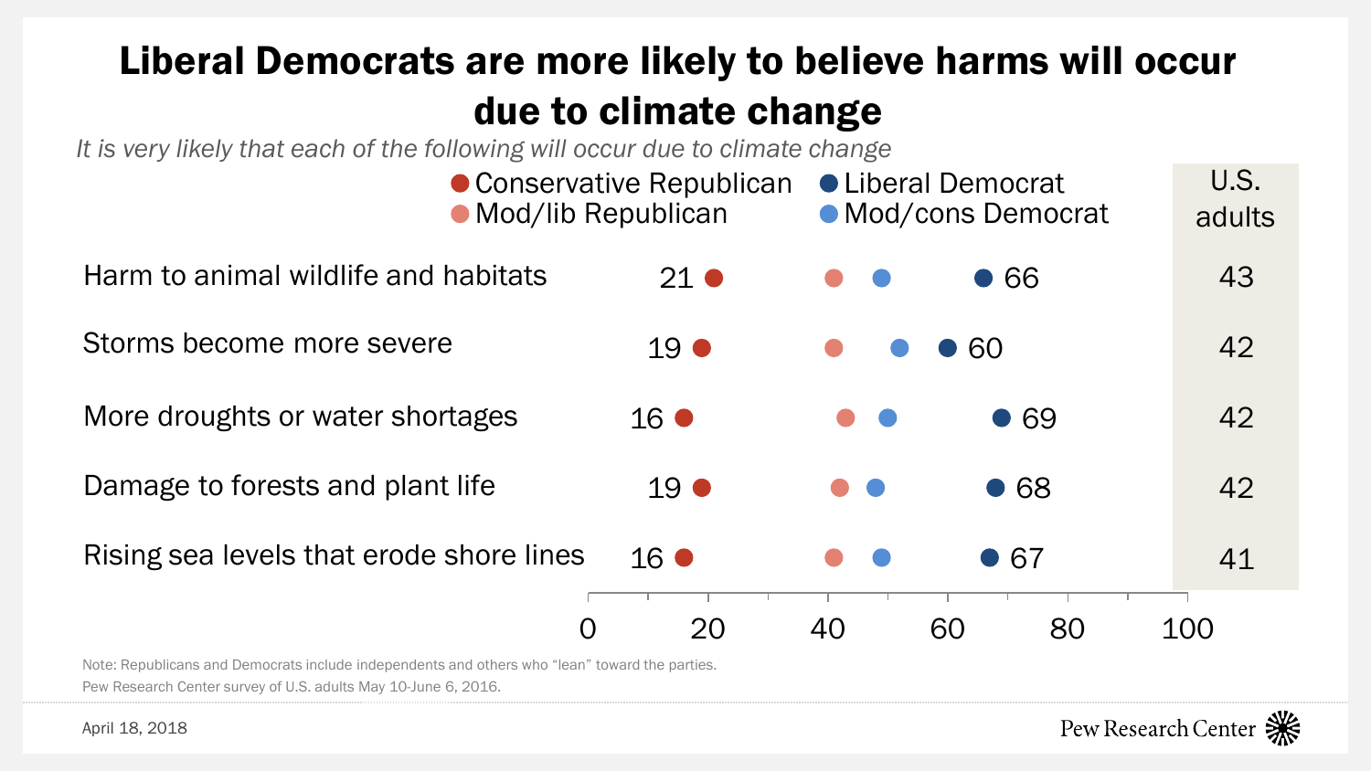# Liberal Democrats are more likely to believe harms will occur due to climate change

*It is very likely that each of the following will occur due to climate change*

Conservative Republican
Mod/lib Republican
Liberal Democrat
Mod/cons Democrat

U.S. adults

Harm to animal wildlife and habitats 21 66 43

Storms become more severe 19 60 42

More droughts or water shortages 16 69 42

Damage to forests and plant life 19 68 42

Rising sea levels that erode shore lines 16 67 41

0 20 40 60 80 100

Note: Republicans and Democrats include independents and others who "lean" toward the parties.

Pew Research Center survey of U.S. adults May 10-June 6, 2016.

April 18, 2018

Pew Research Center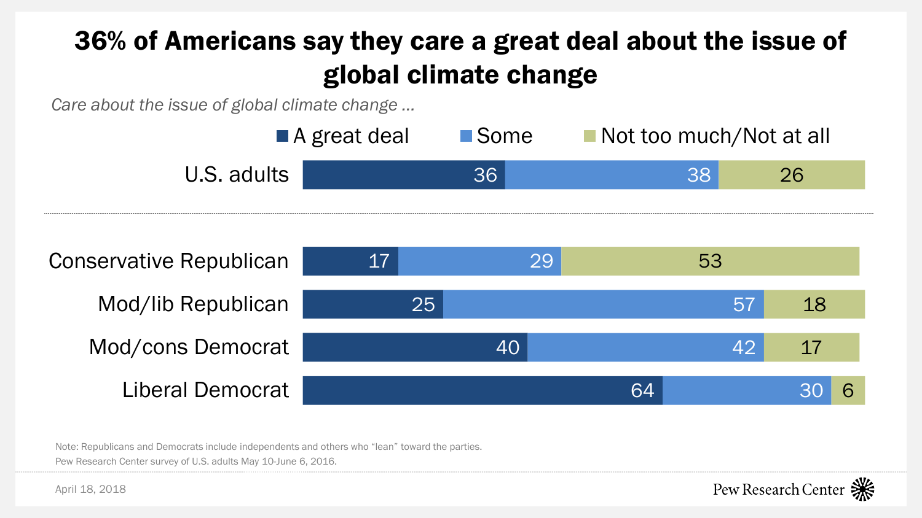# 36% of Americans say they care a great deal about the issue of global climate change

*Care about the issue of global climate change ...*

A great deal
Some
Not too much/Not at all

U.S. adults
36
38
26

Conservative Republican
17
29
53

Mod/lib Republican
25
57
18

Mod/cons Democrat
40
42
17

Liberal Democrat
64
30
6

Note: Republicans and Democrats include independents and others who "lean" toward the parties.

Pew Research Center survey of U.S. adults May 10-June 6, 2016.

April 18, 2018

Pew Research Center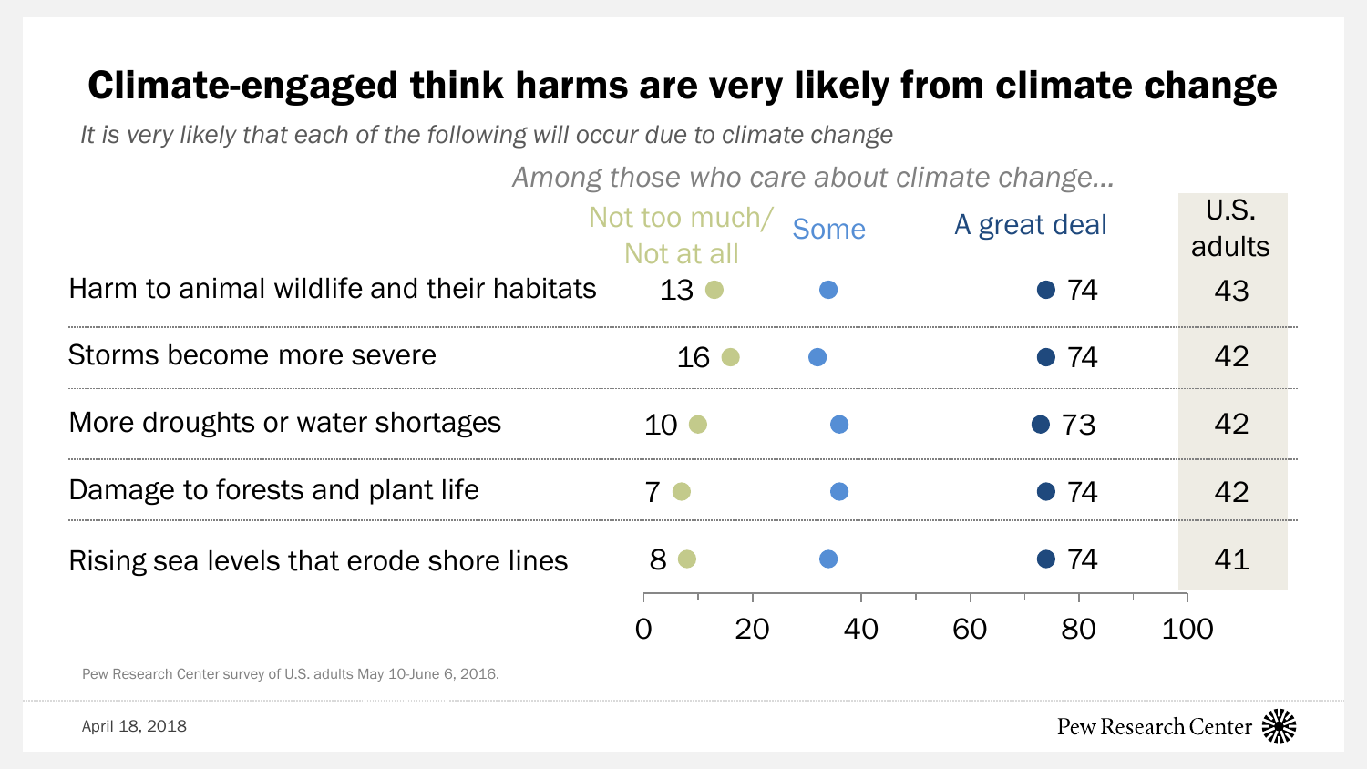# Climate-engaged think harms are very likely from climate change

*It is very likely that each of the following will occur due to climate change*

*Among those who care about climate change...*

Not too much/ Not at all

Some

A great deal

U.S. adults

Harm to animal wildlife and their habitats 13 74 43

Storms become more severe 16 74 42

More droughts or water shortages 10 73 42

Damage to forests and plant life 7 74 42

Rising sea levels that erode shore lines 8 74 41

0 20 40 60 80 100

Pew Research Center survey of U.S. adults May 10-June 6, 2016.

April 18, 2018

Pew Research Center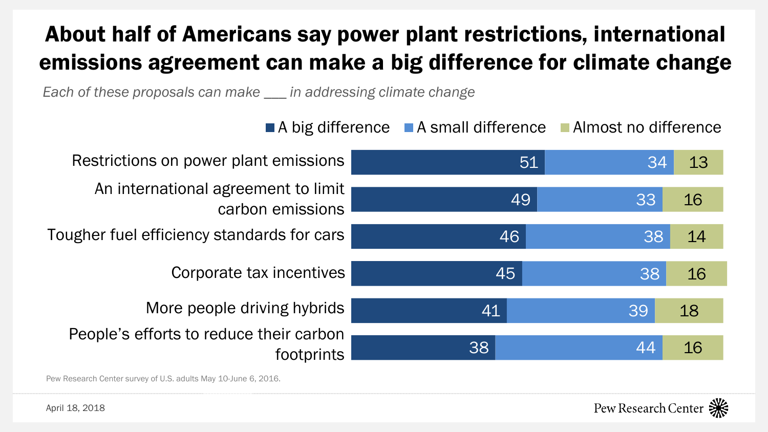# About half of Americans say power plant restrictions, international emissions agreement can make a big difference for climate change

*Each of these proposals can make ___ in addressing climate change*

A big difference
A small difference
Almost no difference

Restrictions on power plant emissions
51 34 13

An international agreement to limit carbon emissions
49 33 16

Tougher fuel efficiency standards for cars
46 38 14

Corporate tax incentives
45 38 16

More people driving hybrids
41 39 18

People's efforts to reduce their carbon footprints
38 44 16

Pew Research Center survey of U.S. adults May 10-June 6, 2016.

April 18, 2018

Pew Research Center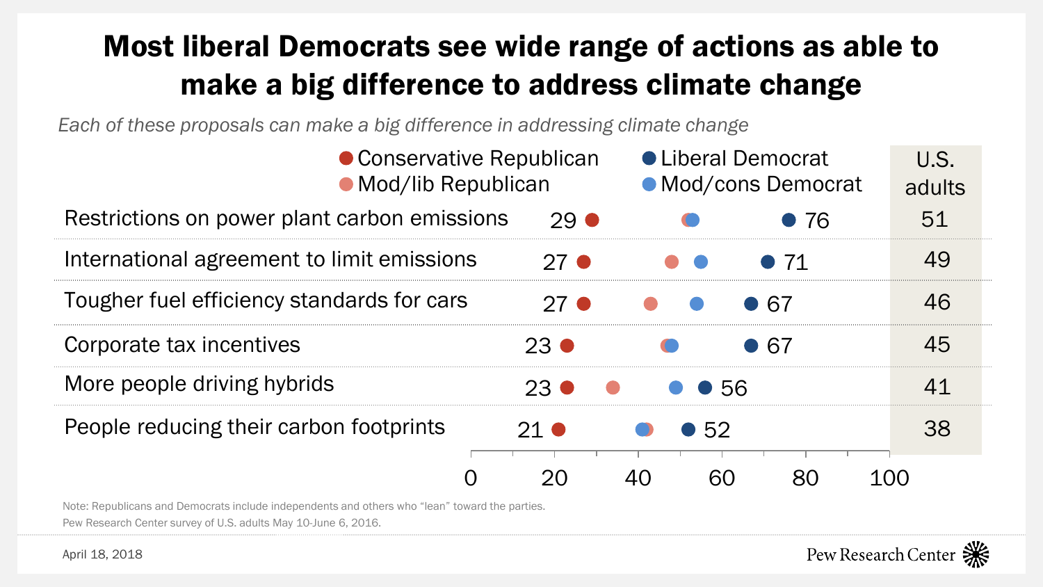# Most liberal Democrats see wide range of actions as able to make a big difference to address climate change

*Each of these proposals can make a big difference in addressing climate change*

Conservative Republican
Mod/lib Republican
Liberal Democrat
Mod/cons Democrat

U.S. adults

Restrictions on power plant carbon emissions
29
76
51

International agreement to limit emissions
27
71
49

Tougher fuel efficiency standards for cars
27
67
46

Corporate tax incentives
23
67
45

More people driving hybrids
23
56
41

People reducing their carbon footprints
21
52
38

0
20
40
60
80
100

Note: Republicans and Democrats include independents and others who "lean" toward the parties.

Pew Research Center survey of U.S. adults May 10-June 6, 2016.

April 18, 2018

Pew Research Center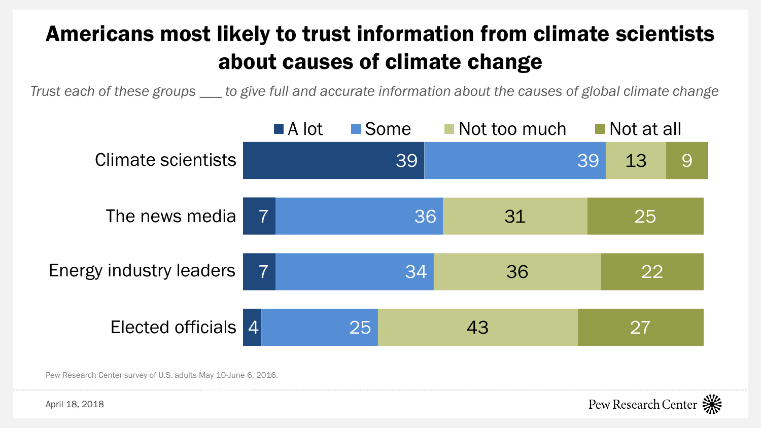# Americans most likely to trust information from climate scientists about causes of climate change

*Trust each of these groups ___ to give full and accurate information about the causes of global climate change*

| | A lot | Some | Not too much | Not at all |
|---|---|---|---|---|
| Climate scientists | 39 | 39 | 13 | 9 |
| The news media | 7 | 36 | 31 | 25 |
| Energy industry leaders | 7 | 34 | 36 | 22 |
| Elected officials | 4 | 25 | 43 | 27 |

Pew Research Center survey of U.S. adults May 10-June 6, 2016.

April 18, 2018

Pew Research Center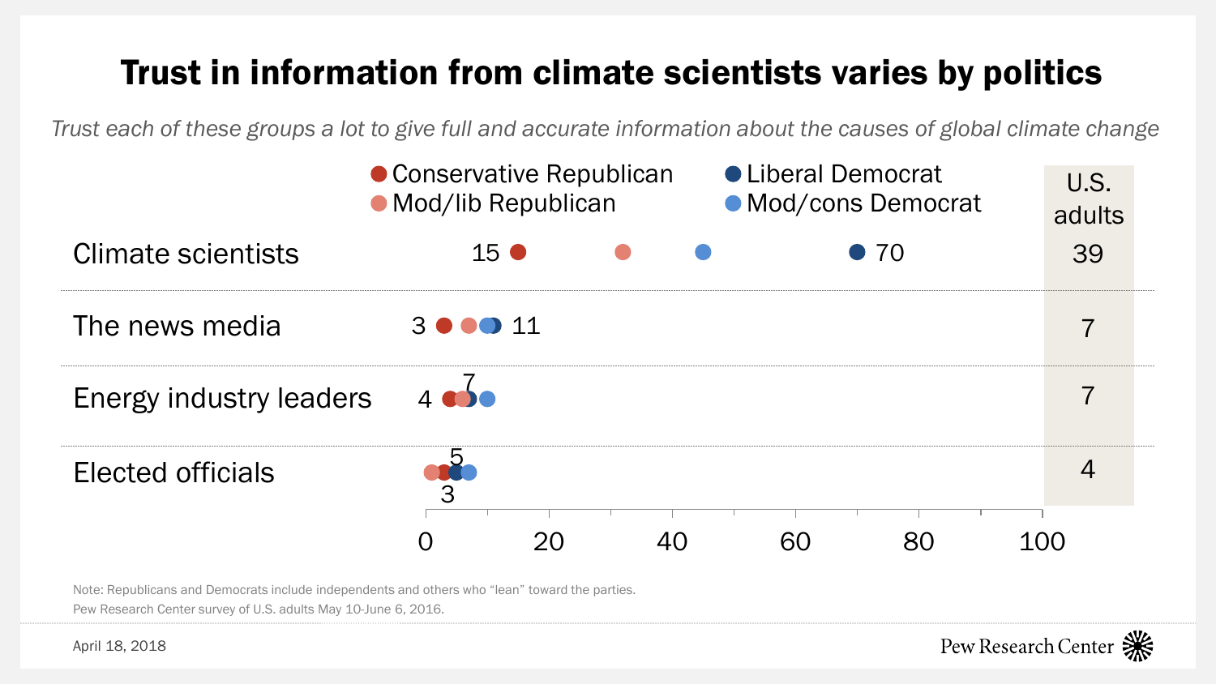# Trust in information from climate scientists varies by politics

*Trust each of these groups a lot to give full and accurate information about the causes of global climate change*

Conservative Republican
Liberal Democrat
Mod/lib Republican
Mod/cons Democrat

U.S. adults

Climate scientists
15
70
39

The news media
3
11
7

Energy industry leaders
4
7
7

Elected officials
5
3
4

0
20
40
60
80
100

Note: Republicans and Democrats include independents and others who "lean" toward the parties.
Pew Research Center survey of U.S. adults May 10-June 6, 2016.

April 18, 2018

Pew Research Center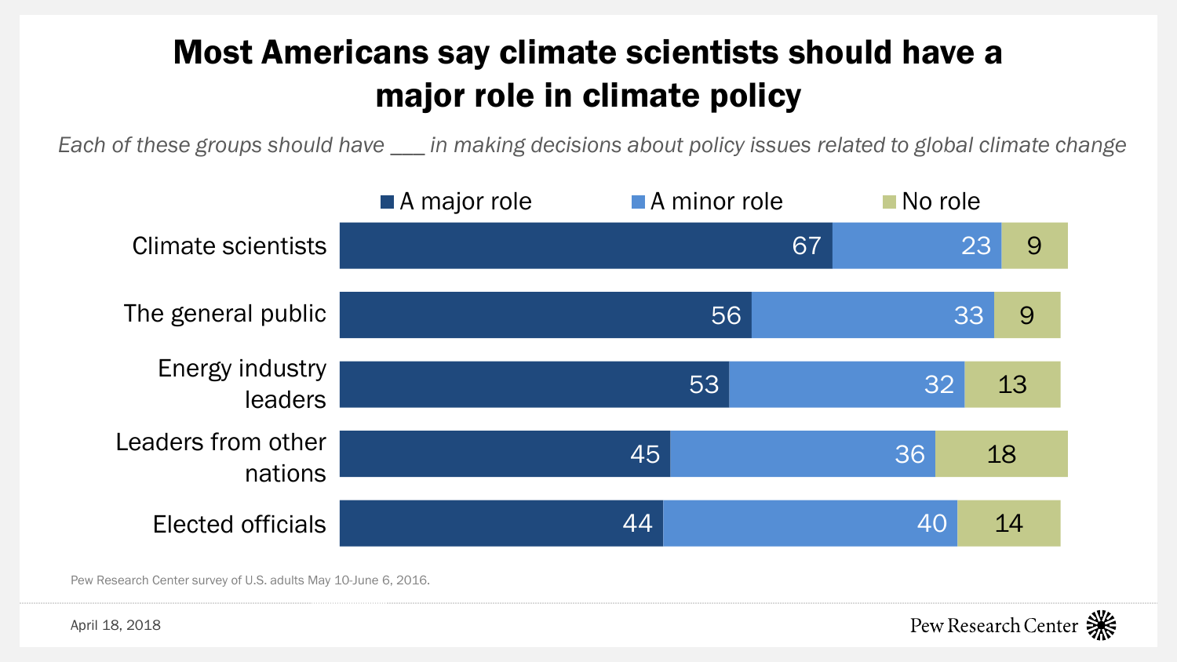# Most Americans say climate scientists should have a major role in climate policy

*Each of these groups should have ___ in making decisions about policy issues related to global climate change*

A major role
A minor role
No role

Climate scientists
67
23
9

The general public
56
33
9

Energy industry leaders
53
32
13

Leaders from other nations
45
36
18

Elected officials
44
40
14

Pew Research Center survey of U.S. adults May 10-June 6, 2016.

April 18, 2018

Pew Research Center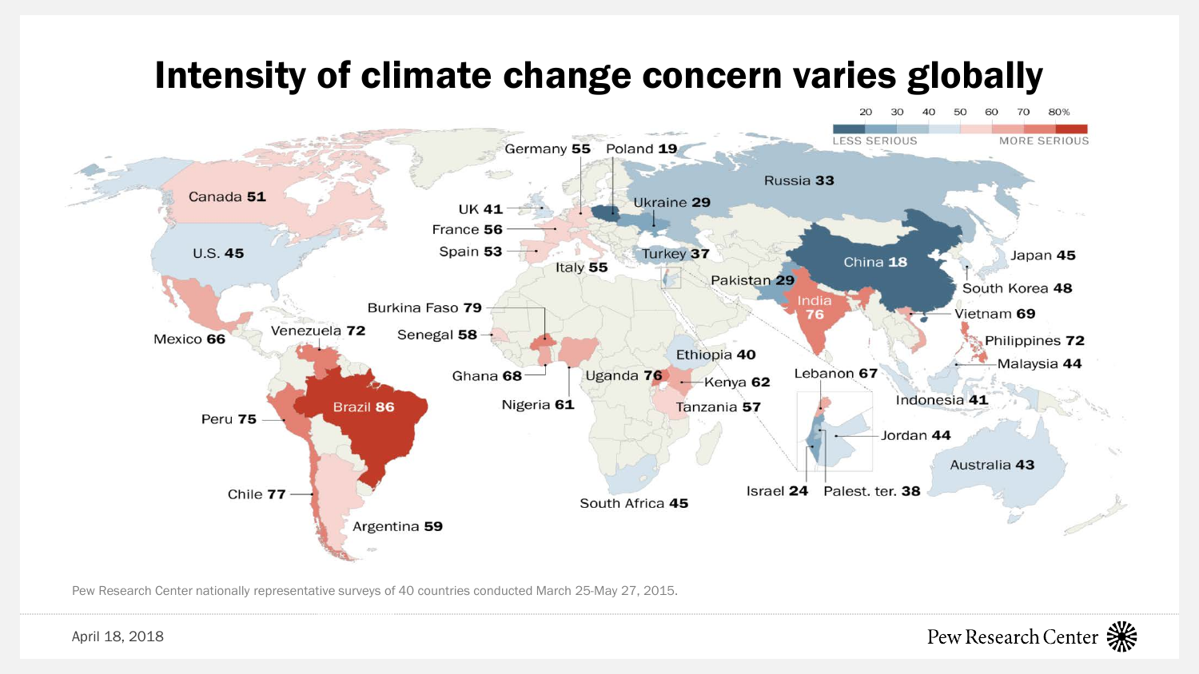# Intensity of climate change concern varies globally

20 30 40 50 60 70 80%

LESS SERIOUS MORE SERIOUS

Germany 55
Poland 19
Canada 51
Russia 33
UK 41
Ukraine 29
France 56
U.S. 45
Spain 53
Turkey 37
China 18
Japan 45
Italy 55
Pakistan 29
South Korea 48
India 76
Burkina Faso 79
Vietnam 69
Mexico 66
Venezuela 72
Senegal 58
Philippines 72
Ethiopia 40
Malaysia 44
Ghana 68
Uganda 76
Lebanon 67
Kenya 62
Brazil 86
Indonesia 41
Nigeria 61
Peru 75
Tanzania 57
Jordan 44
Australia 43
Israel 24
Palest. ter. 38
South Africa 45
Chile 77
Argentina 59

Pew Research Center nationally representative surveys of 40 countries conducted March 25-May 27, 2015.

April 18, 2018

Pew Research Center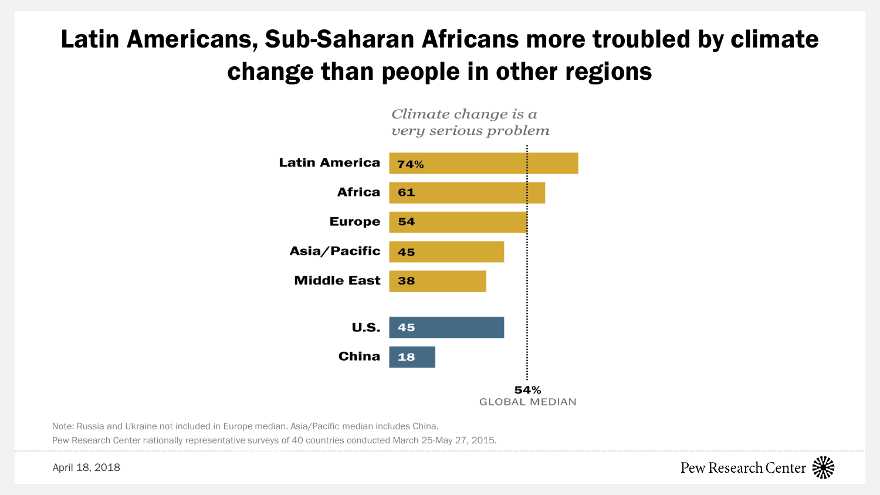# Latin Americans, Sub-Saharan Africans more troubled by climate change than people in other regions

*Climate change is a very serious problem*

Latin America 74%

Africa 61

Europe 54

Asia/Pacific 45

Middle East 38

U.S. 45

China 18

54%
GLOBAL MEDIAN

Note: Russia and Ukraine not included in Europe median. Asia/Pacific median includes China.

Pew Research Center nationally representative surveys of 40 countries conducted March 25-May 27, 2015.

April 18, 2018

Pew Research Center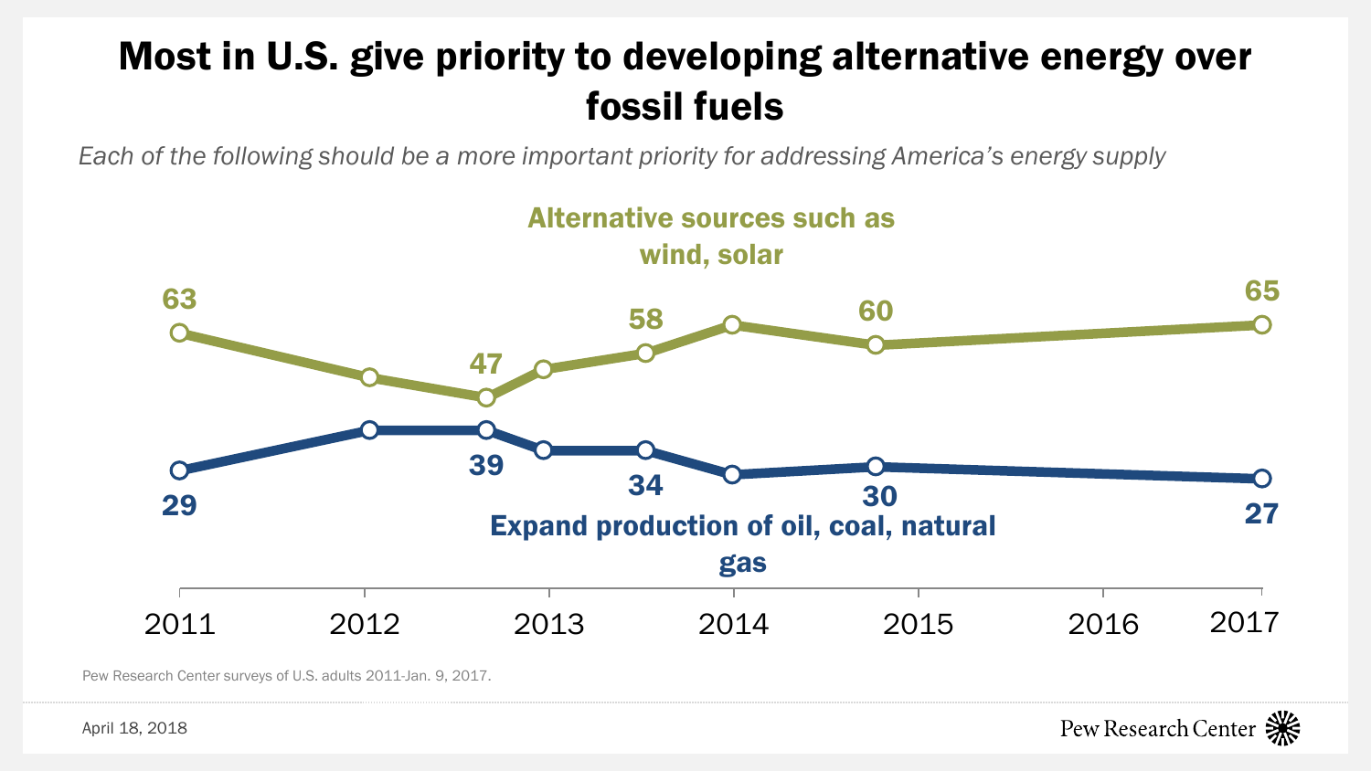# Most in U.S. give priority to developing alternative energy over fossil fuels

*Each of the following should be a more important priority for addressing America's energy supply*

Alternative sources such as wind, solar

63

47

58

60

65

29

39

34

30

27

Expand production of oil, coal, natural gas

2011

2012

2013

2014

2015

2016

2017

Pew Research Center surveys of U.S. adults 2011-Jan. 9, 2017.

April 18, 2018

Pew Research Center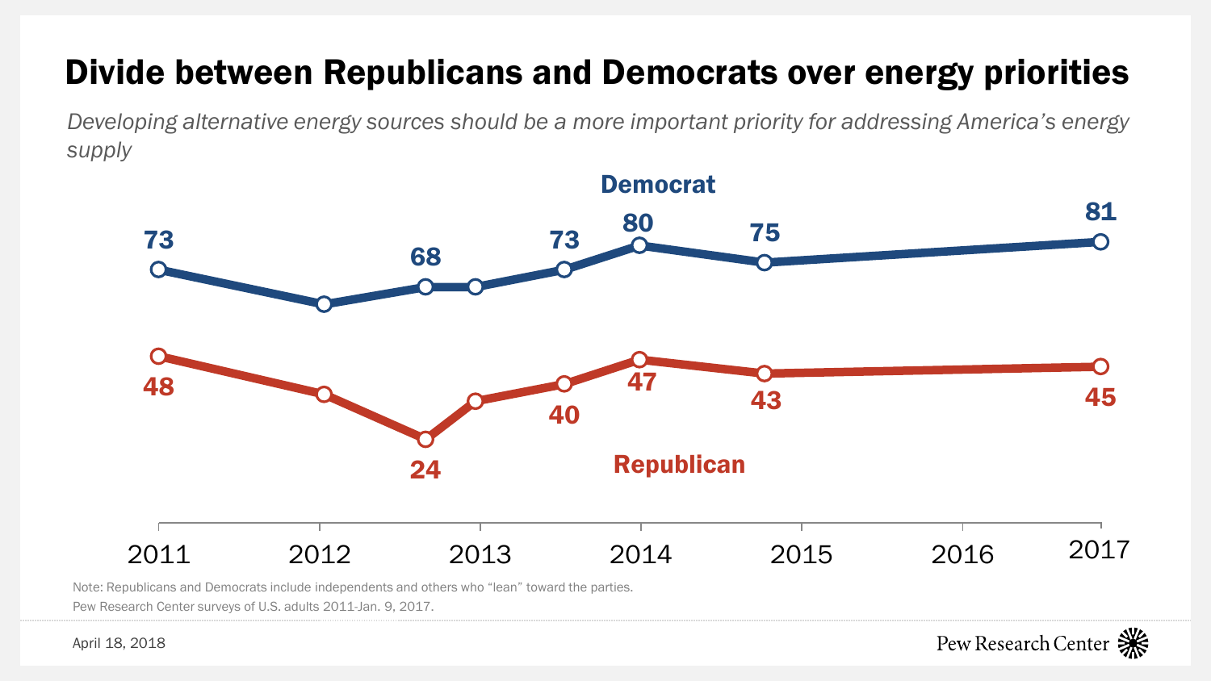# Divide between Republicans and Democrats over energy priorities

*Developing alternative energy sources should be a more important priority for addressing America's energy supply*

Democrat

73
68
73
80
75
81

48
24
40
47
43
45

Republican

2011
2012
2013
2014
2015
2016
2017

Note: Republicans and Democrats include independents and others who "lean" toward the parties.
Pew Research Center surveys of U.S. adults 2011-Jan. 9, 2017.

April 18, 2018

Pew Research Center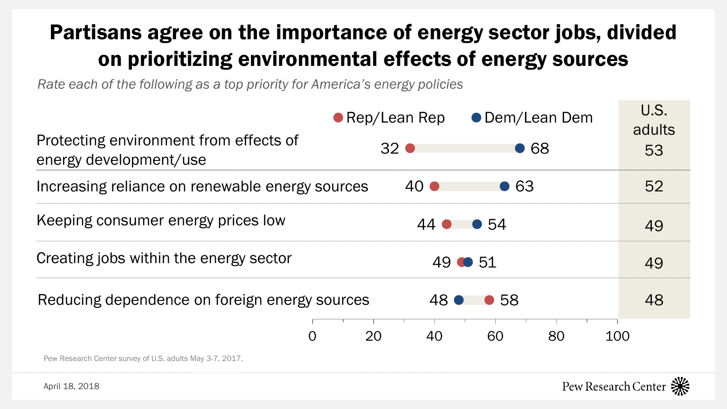# Partisans agree on the importance of energy sector jobs, divided on prioritizing environmental effects of energy sources

*Rate each of the following as a top priority for America's energy policies*

| | Rep/Lean Rep | Dem/Lean Dem | U.S. adults |
|---|---|---|---|
| Protecting environment from effects of energy development/use | 32 | 68 | 53 |
| Increasing reliance on renewable energy sources | 40 | 63 | 52 |
| Keeping consumer energy prices low | 44 | 54 | 49 |
| Creating jobs within the energy sector | 49 | 51 | 49 |
| Reducing dependence on foreign energy sources | 58 | 48 | 48 |

Pew Research Center survey of U.S. adults May 3-7, 2017.

April 18, 2018

Pew Research Center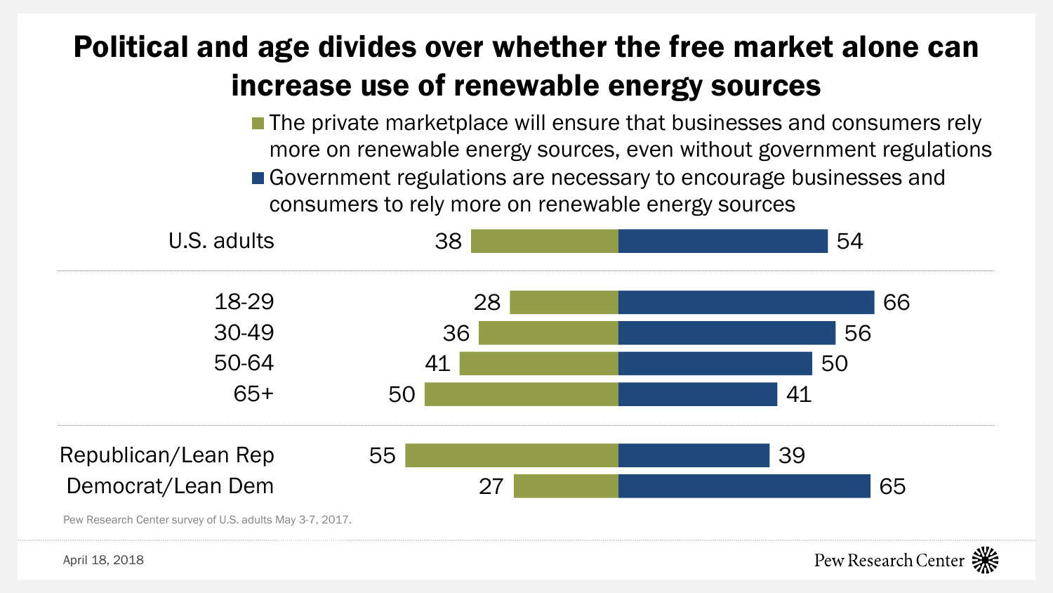# Political and age divides over whether the free market alone can increase use of renewable energy sources

The private marketplace will ensure that businesses and consumers rely more on renewable energy sources, even without government regulations

Government regulations are necessary to encourage businesses and consumers to rely more on renewable energy sources

U.S. adults 38 54

18-29 28 66

30-49 36 56

50-64 41 50

65+ 50 41

Republican/Lean Rep 55 39

Democrat/Lean Dem 27 65

Pew Research Center survey of U.S. adults May 3-7, 2017.

April 18, 2018

Pew Research Center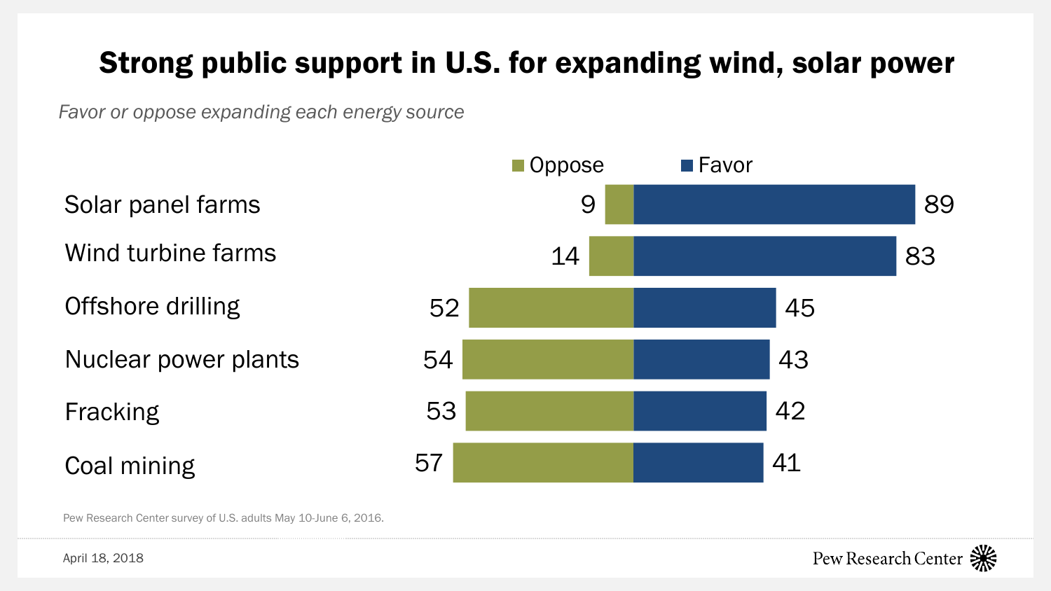# Strong public support in U.S. for expanding wind, solar power

*Favor or oppose expanding each energy source*

Oppose Favor

Solar panel farms 9 89

Wind turbine farms 14 83

Offshore drilling 52 45

Nuclear power plants 54 43

Fracking 53 42

Coal mining 57 41

Pew Research Center survey of U.S. adults May 10-June 6, 2016.

April 18, 2018

Pew Research Center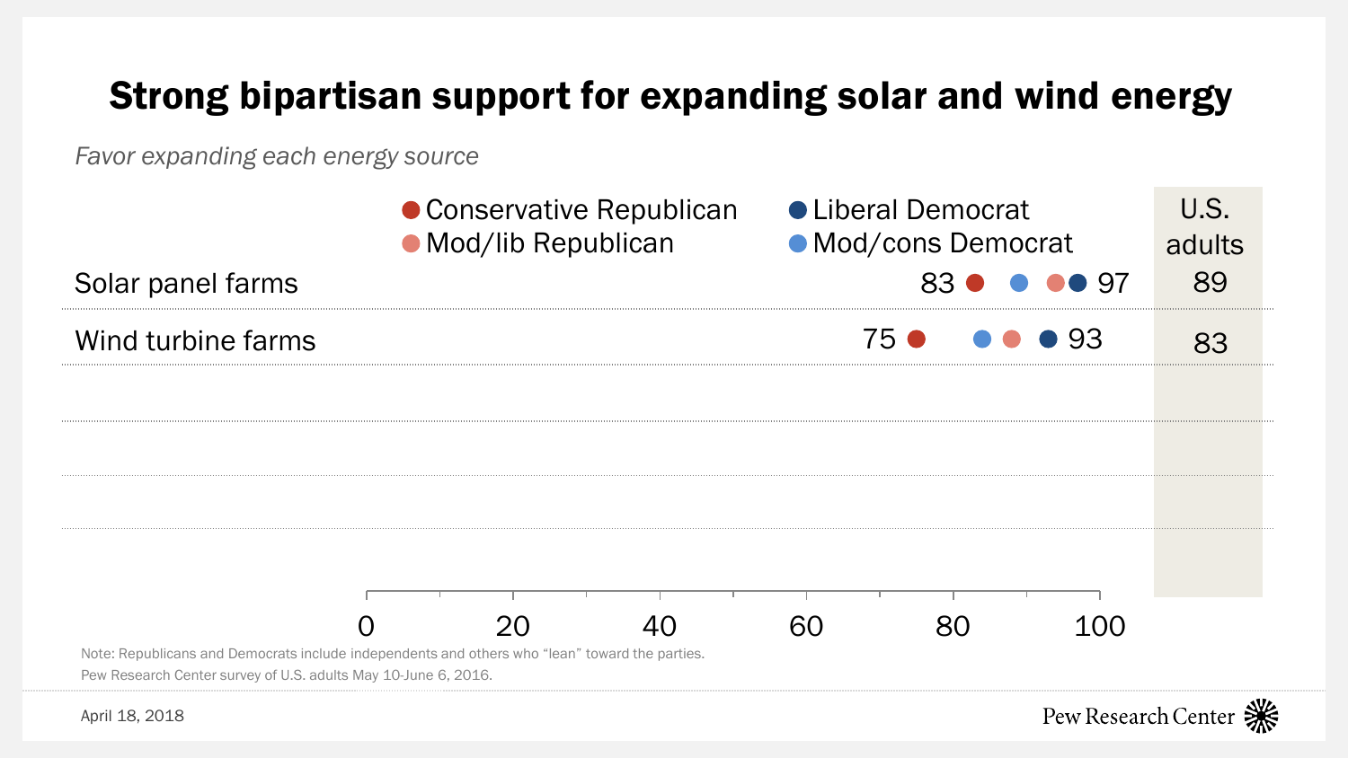# Strong bipartisan support for expanding solar and wind energy

*Favor expanding each energy source*

Conservative Republican
Mod/lib Republican
Liberal Democrat
Mod/cons Democrat

U.S. adults

Solar panel farms
83
97
89

Wind turbine farms
75
93
83

0
20
40
60
80
100

Note: Republicans and Democrats include independents and others who "lean" toward the parties.
Pew Research Center survey of U.S. adults May 10-June 6, 2016.

April 18, 2018

Pew Research Center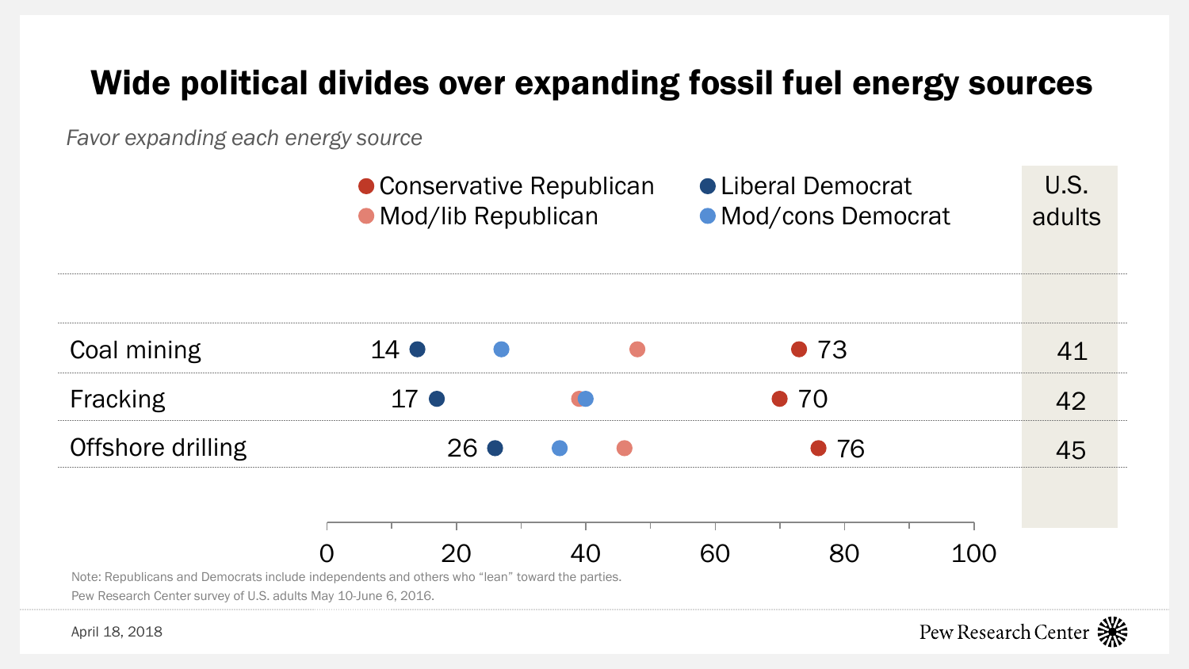# Wide political divides over expanding fossil fuel energy sources

*Favor expanding each energy source*

| | Liberal Democrat | Mod/cons Democrat | Mod/lib Republican | Conservative Republican | U.S. adults |
|---|---|---|---|---|---|
| Coal mining | 14 | | | 73 | 41 |
| Fracking | 17 | | | 70 | 42 |
| Offshore drilling | 26 | | | 76 | 45 |

Note: Republicans and Democrats include independents and others who "lean" toward the parties.
Pew Research Center survey of U.S. adults May 10-June 6, 2016.

April 18, 2018

Pew Research Center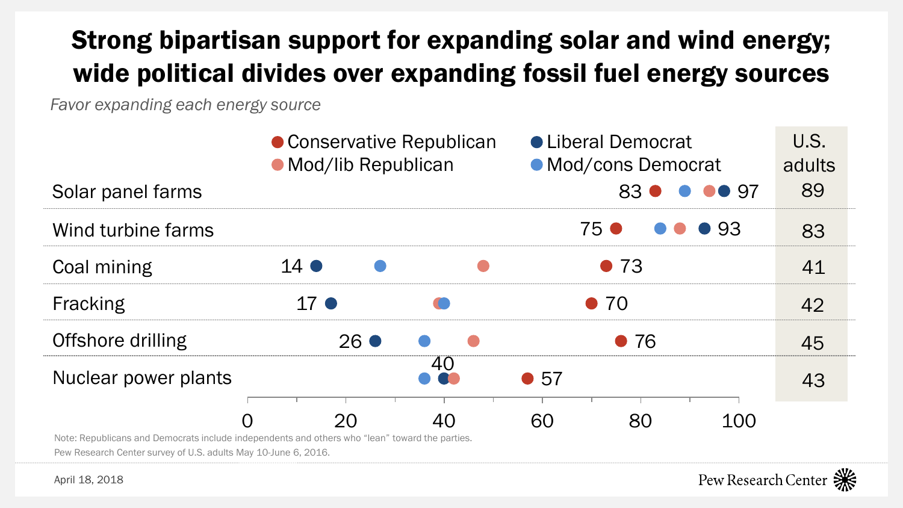# Strong bipartisan support for expanding solar and wind energy; wide political divides over expanding fossil fuel energy sources

*Favor expanding each energy source*

● Conservative Republican ● Mod/lib Republican ● Liberal Democrat ● Mod/cons Democrat

U.S. adults

Solar panel farms 83 97 89

Wind turbine farms 75 93 83

Coal mining 14 73 41

Fracking 17 70 42

Offshore drilling 26 76 45

Nuclear power plants 40 57 43

0 20 40 60 80 100

Note: Republicans and Democrats include independents and others who "lean" toward the parties.

Pew Research Center survey of U.S. adults May 10-June 6, 2016.

April 18, 2018

Pew Research Center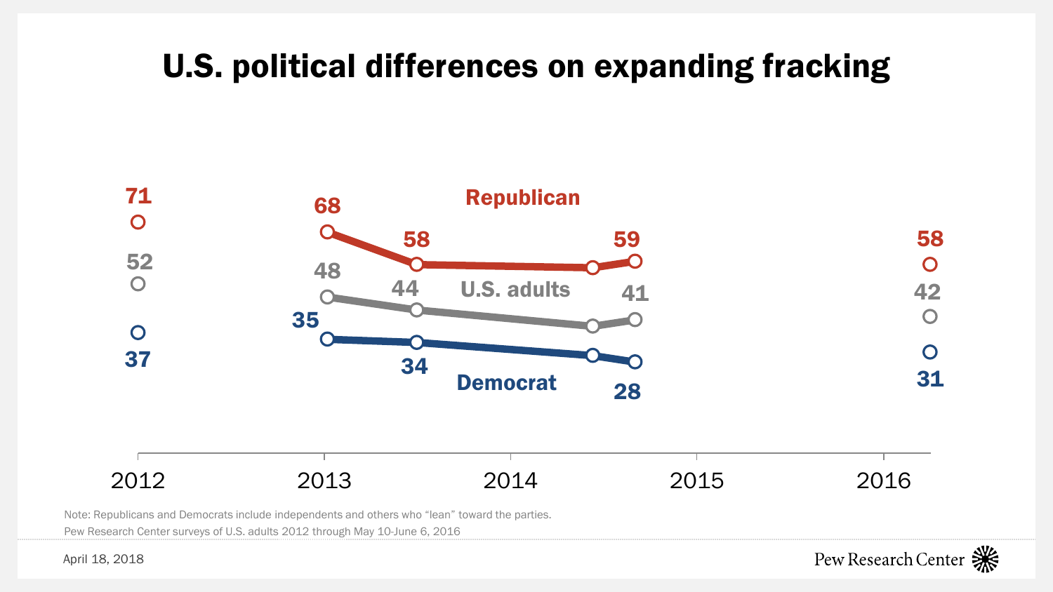# U.S. political differences on expanding fracking

Republican

71

68

58

59

58

U.S. adults

52

48

44

41

42

Democrat

37

35

34

28

31

2012

2013

2014

2015

2016

Note: Republicans and Democrats include independents and others who "lean" toward the parties.

Pew Research Center surveys of U.S. adults 2012 through May 10-June 6, 2016

April 18, 2018

Pew Research Center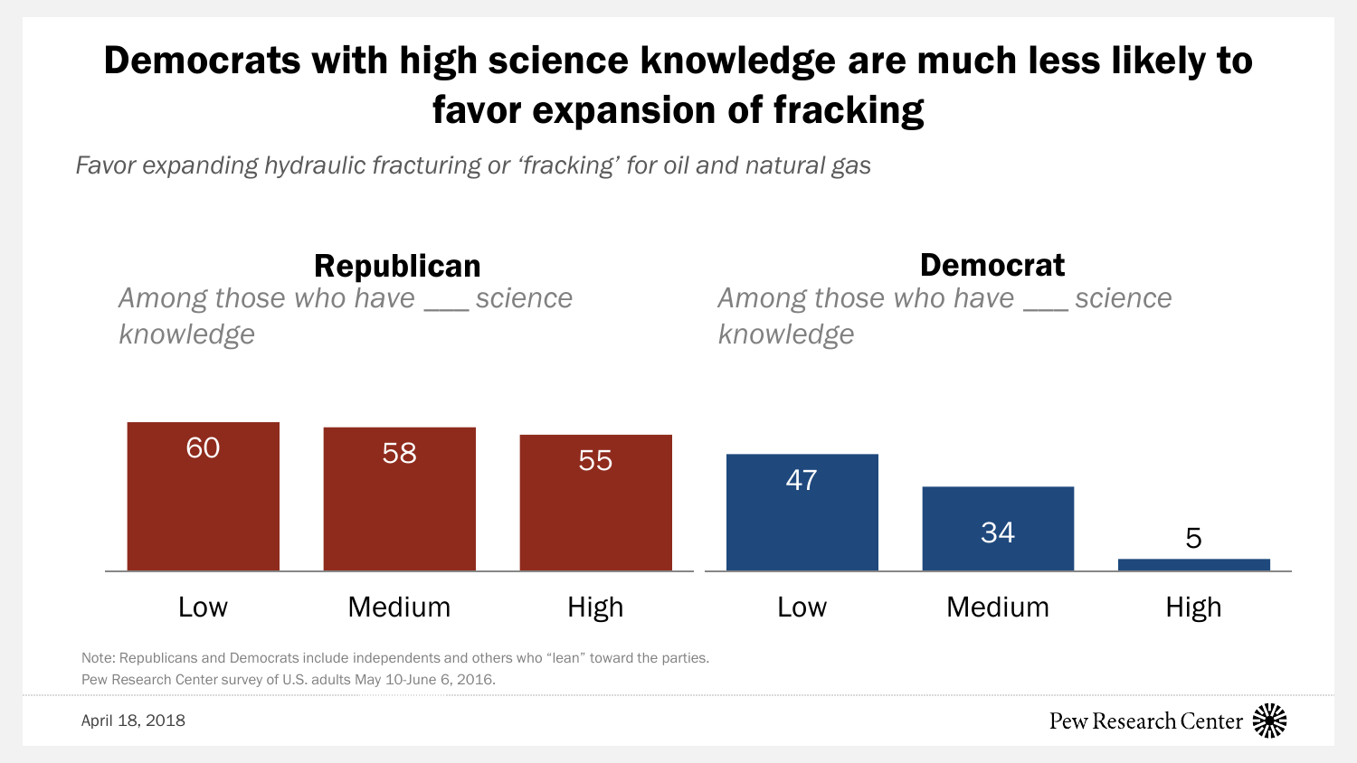# Democrats with high science knowledge are much less likely to favor expansion of fracking

*Favor expanding hydraulic fracturing or 'fracking' for oil and natural gas*

**Republican**

*Among those who have ___ science knowledge*

60

58

55

Low

Medium

High

**Democrat**

*Among those who have ___ science knowledge*

47

34

5

Low

Medium

High

Note: Republicans and Democrats include independents and others who "lean" toward the parties.

Pew Research Center survey of U.S. adults May 10-June 6, 2016.

April 18, 2018

Pew Research Center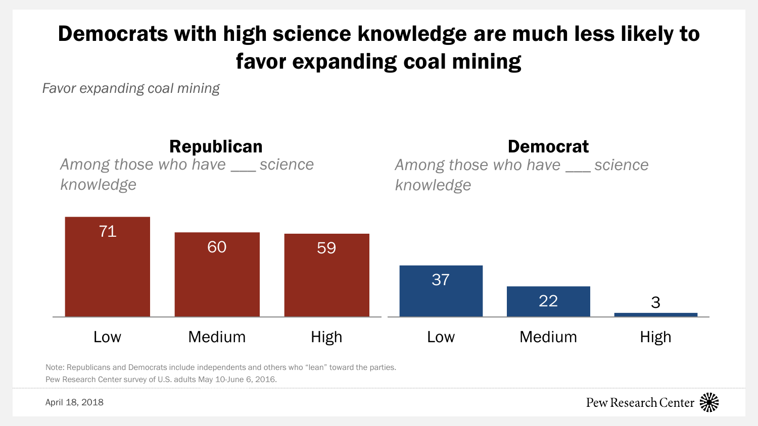# Democrats with high science knowledge are much less likely to favor expanding coal mining

*Favor expanding coal mining*

**Republican**

*Among those who have ___ science knowledge*

71

60

59

Low

Medium

High

**Democrat**

*Among those who have ___ science knowledge*

37

22

3

Low

Medium

High

Note: Republicans and Democrats include independents and others who "lean" toward the parties.

Pew Research Center survey of U.S. adults May 10-June 6, 2016.

April 18, 2018

Pew Research Center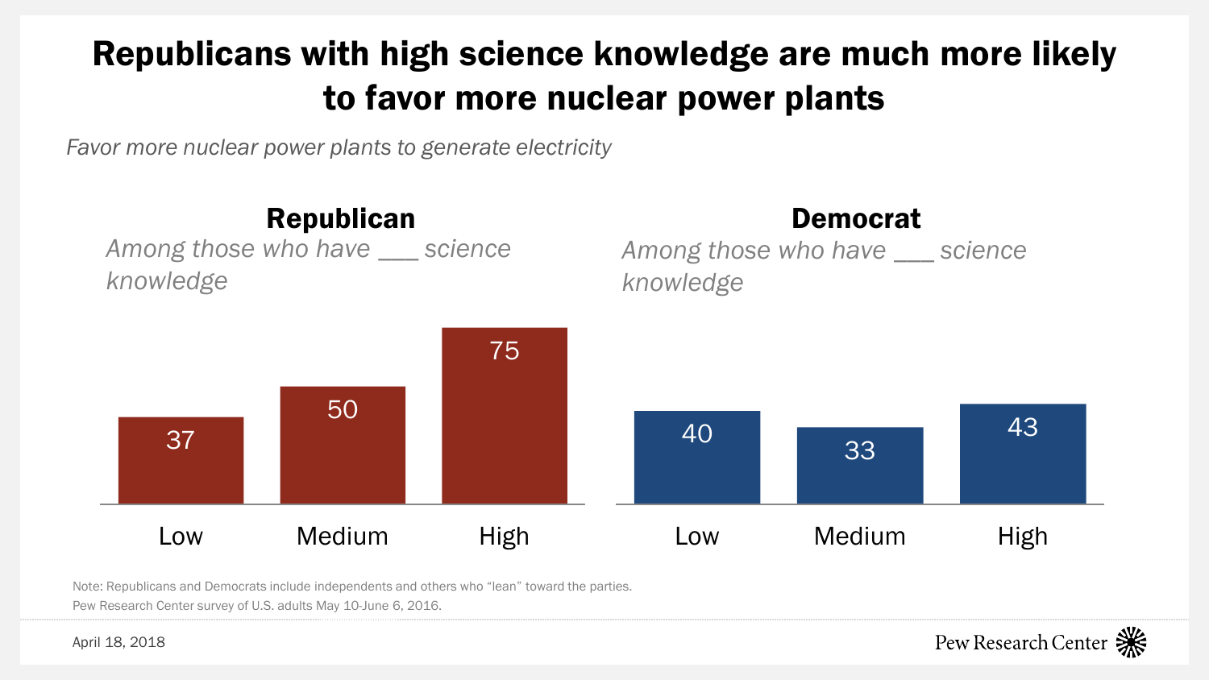# Republicans with high science knowledge are much more likely to favor more nuclear power plants

*Favor more nuclear power plants to generate electricity*

**Republican**

*Among those who have ___ science knowledge*

37

50

75

Low

Medium

High

**Democrat**

*Among those who have ___ science knowledge*

40

33

43

Low

Medium

High

Note: Republicans and Democrats include independents and others who "lean" toward the parties.

Pew Research Center survey of U.S. adults May 10-June 6, 2016.

April 18, 2018

Pew Research Center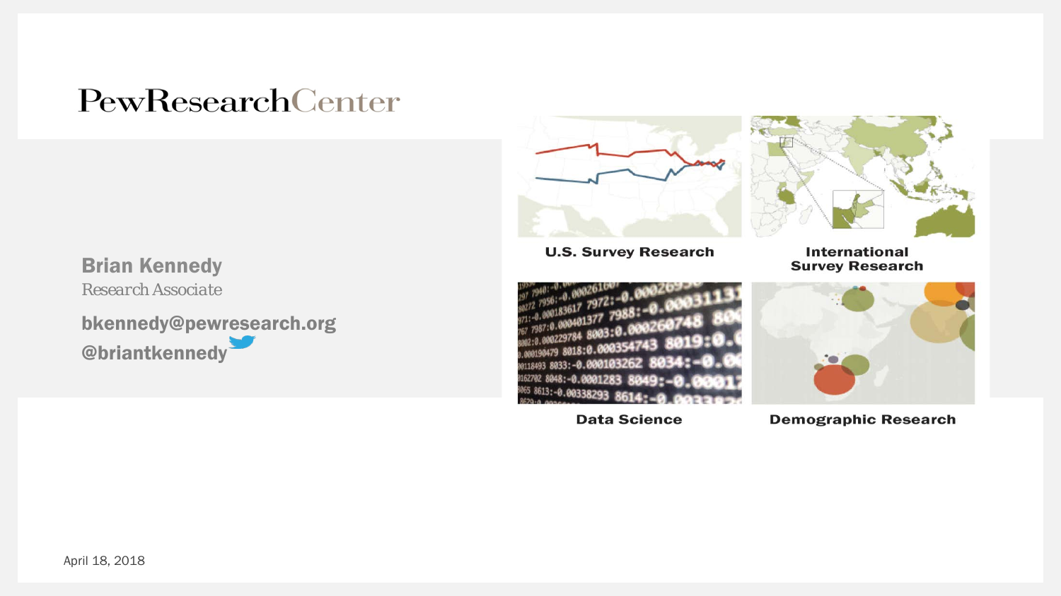PewResearchCenter

**Brian Kennedy**
Research Associate

**bkennedy@pewresearch.org**
**@briantkennedy**

U.S. Survey Research

International Survey Research

Data Science

Demographic Research

April 18, 2018